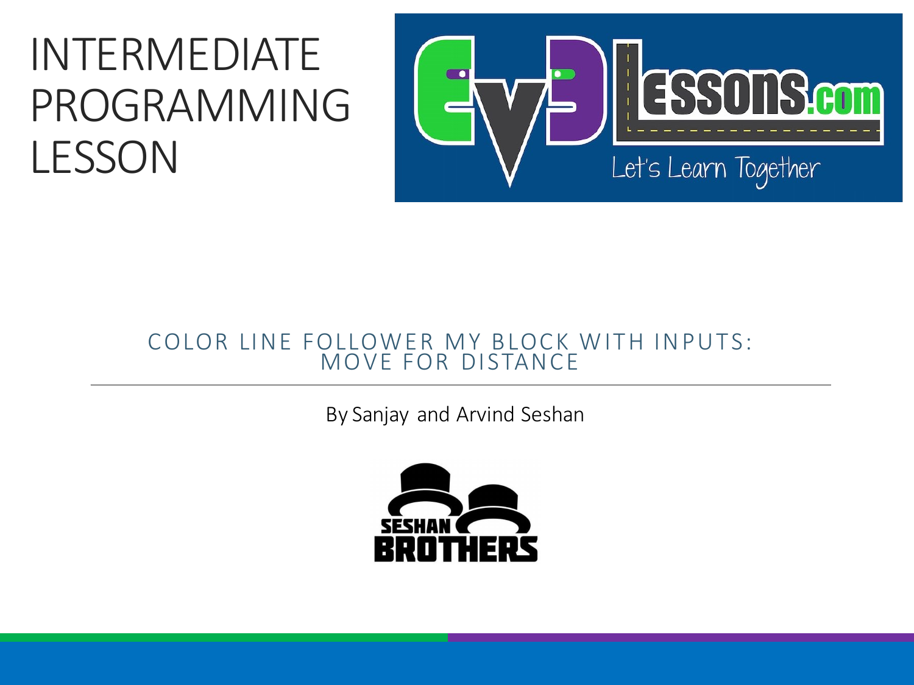# INTERMEDIATE PROGRAMMING LESSON

## COLOR LINE FOLLOWER MY BLOCK WITH INPUTS: MOVE FOR DISTANCE

By Sanjay and Arvind Seshan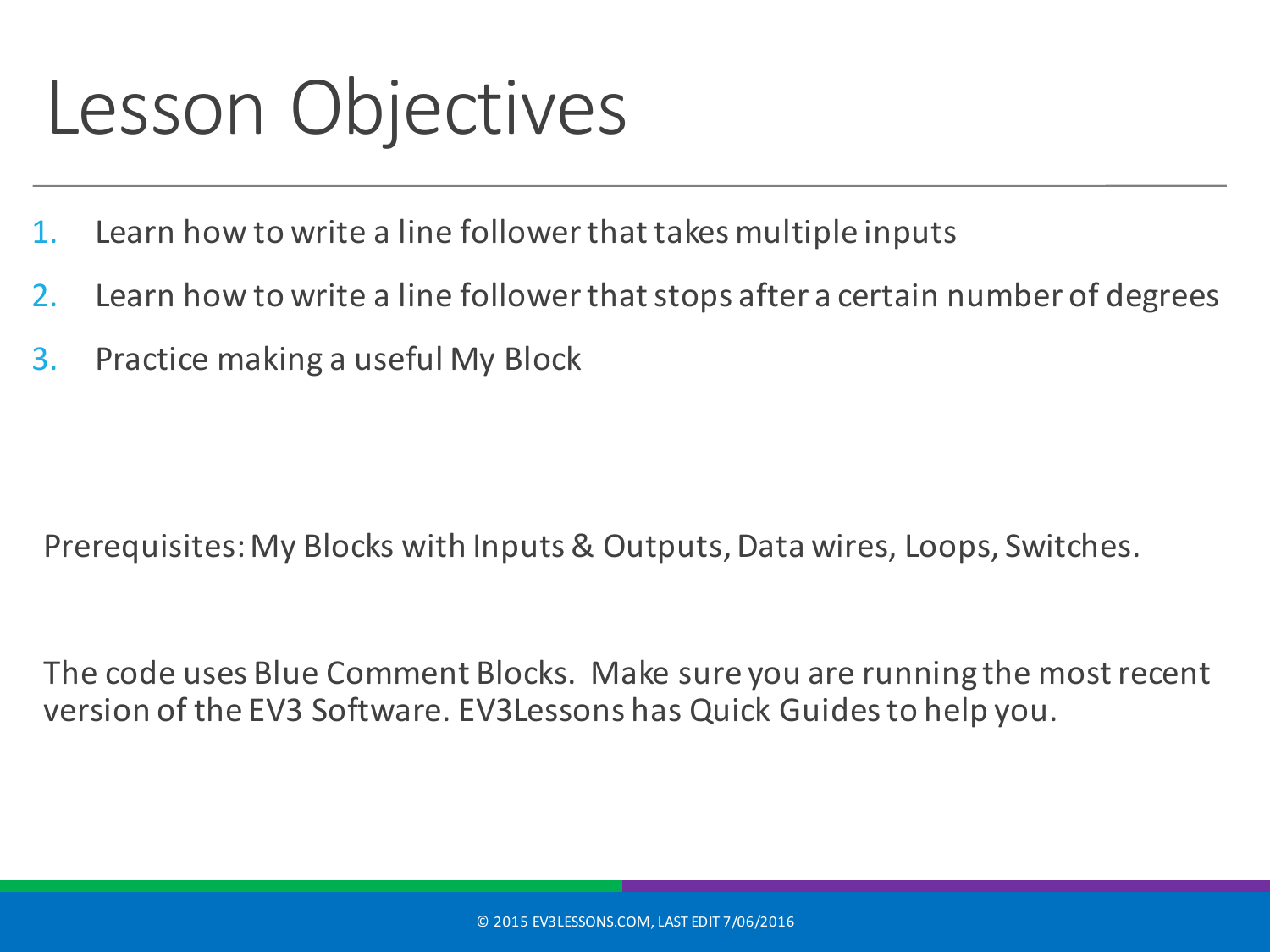# Lesson Objectives

1. Learn how to write a line follower that takes multiple inputs
2. Learn how to write a line follower that stops after a certain number of degrees
3. Practice making a useful My Block

Prerequisites: My Blocks with Inputs & Outputs, Data wires, Loops, Switches.

The code uses Blue Comment Blocks. Make sure you are running the most recent version of the EV3 Software. EV3Lessons has Quick Guides to help you.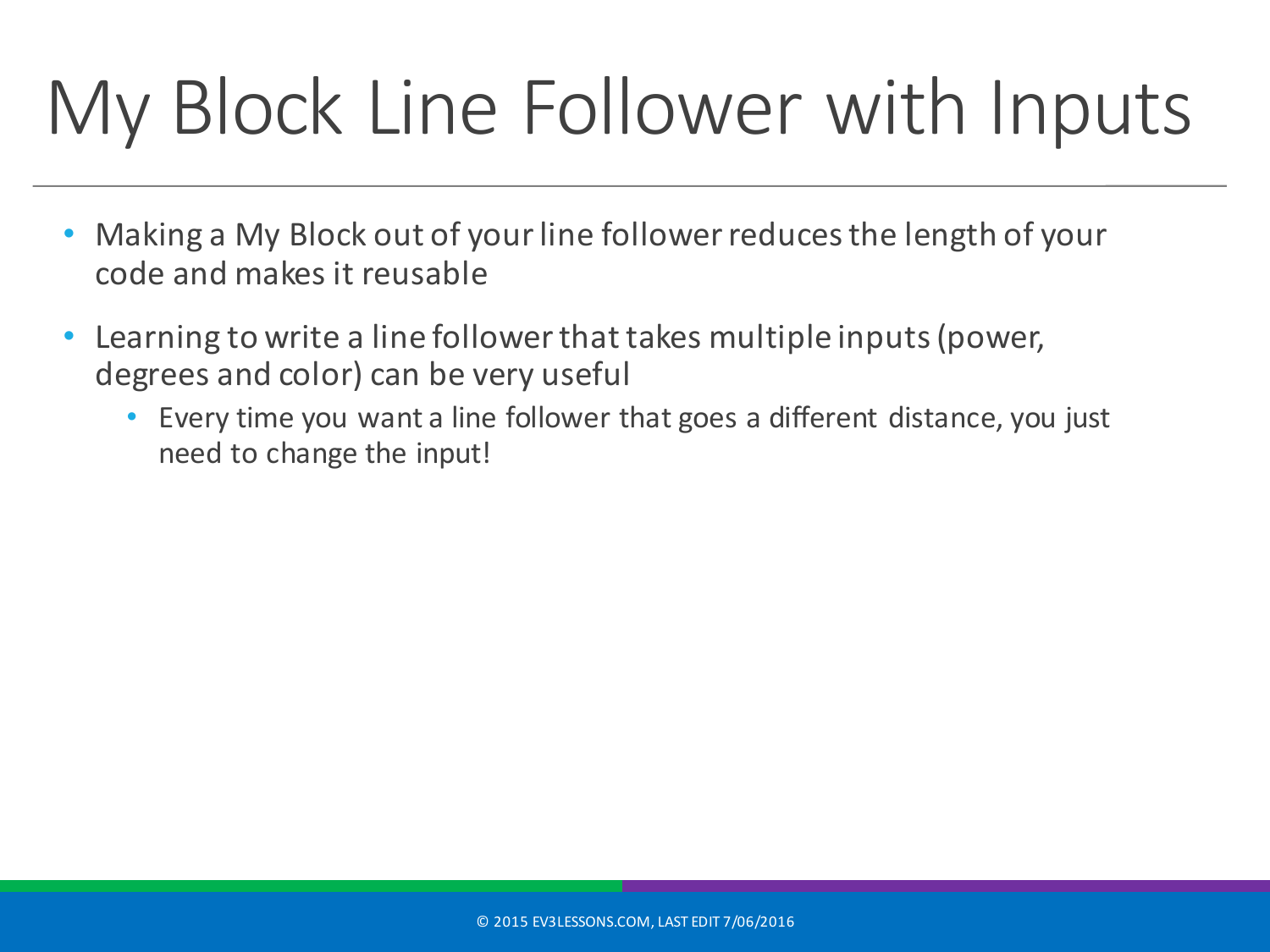# My Block Line Follower with Inputs

- Making a My Block out of your line follower reduces the length of your code and makes it reusable
- Learning to write a line follower that takes multiple inputs (power, degrees and color) can be very useful
  - Every time you want a line follower that goes a different distance, you just need to change the input!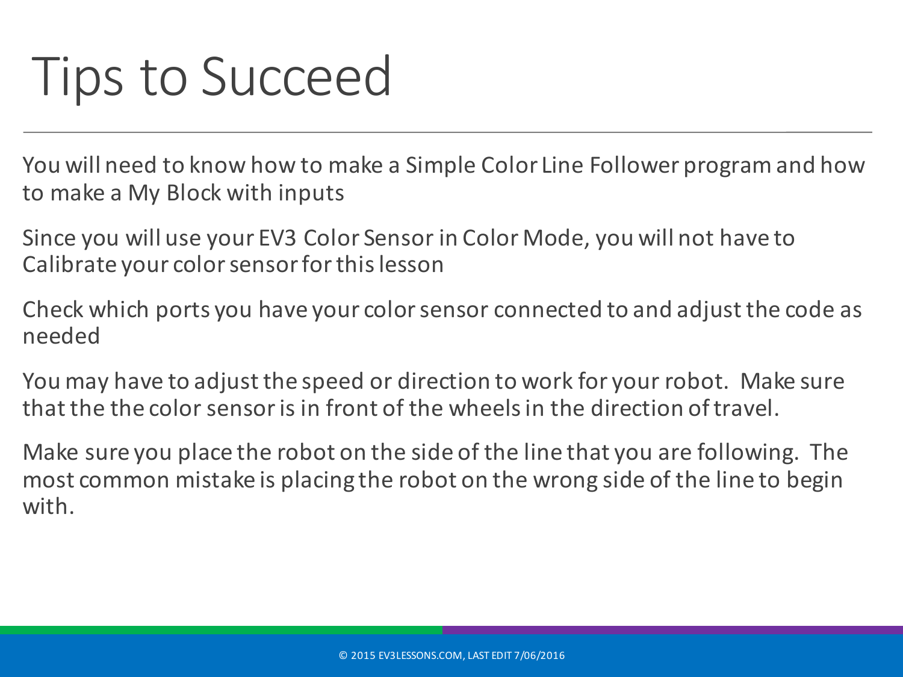# Tips to Succeed

You will need to know how to make a Simple Color Line Follower program and how to make a My Block with inputs

Since you will use your EV3 Color Sensor in Color Mode, you will not have to Calibrate your color sensor for this lesson

Check which ports you have your color sensor connected to and adjust the code as needed

You may have to adjust the speed or direction to work for your robot. Make sure that the the color sensor is in front of the wheels in the direction of travel.

Make sure you place the robot on the side of the line that you are following. The most common mistake is placing the robot on the wrong side of the line to begin with.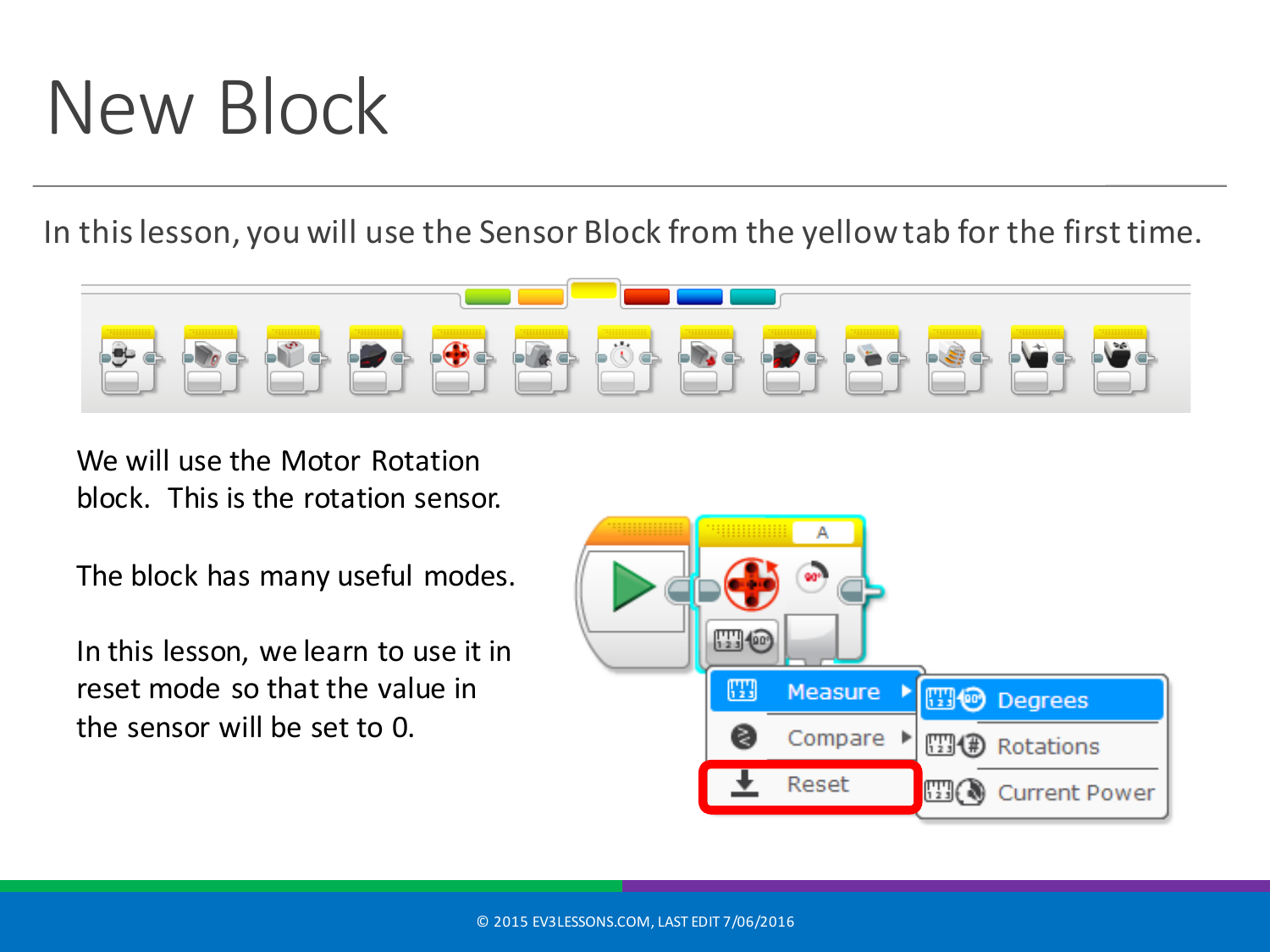# New Block

In this lesson, you will use the Sensor Block from the yellow tab for the first time.

We will use the Motor Rotation block. This is the rotation sensor.

The block has many useful modes.

In this lesson, we learn to use it in reset mode so that the value in the sensor will be set to 0.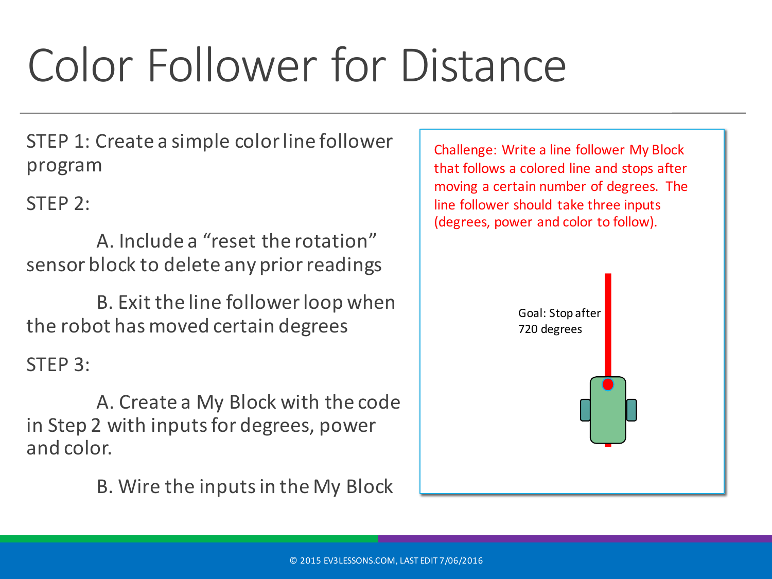# Color Follower for Distance

STEP 1: Create a simple color line follower program

STEP 2:

A. Include a "reset the rotation" sensor block to delete any prior readings

B. Exit the line follower loop when the robot has moved certain degrees

STEP 3:

A. Create a My Block with the code in Step 2 with inputs for degrees, power and color.

B. Wire the inputs in the My Block

Challenge: Write a line follower My Block that follows a colored line and stops after moving a certain number of degrees. The line follower should take three inputs (degrees, power and color to follow).

Goal: Stop after 720 degrees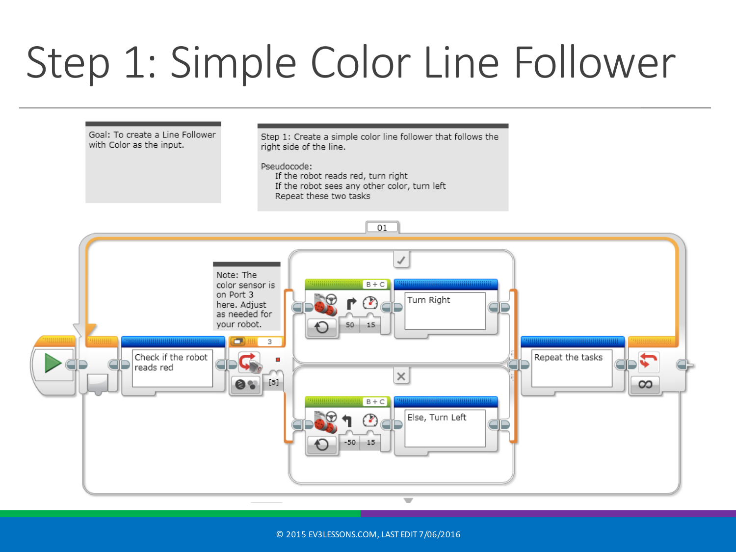# Step 1: Simple Color Line Follower

Goal: To create a Line Follower with Color as the input.

Step 1: Create a simple color line follower that follows the right side of the line.

Pseudocode:
- If the robot reads red, turn right
- If the robot sees any other color, turn left
- Repeat these two tasks

01

Note: The color sensor is on Port 3 here. Adjust as needed for your robot.

Check if the robot reads red

3

[5]

B + C

50 15

Turn Right

B + C

-50 15

Else, Turn Left

Repeat the tasks

∞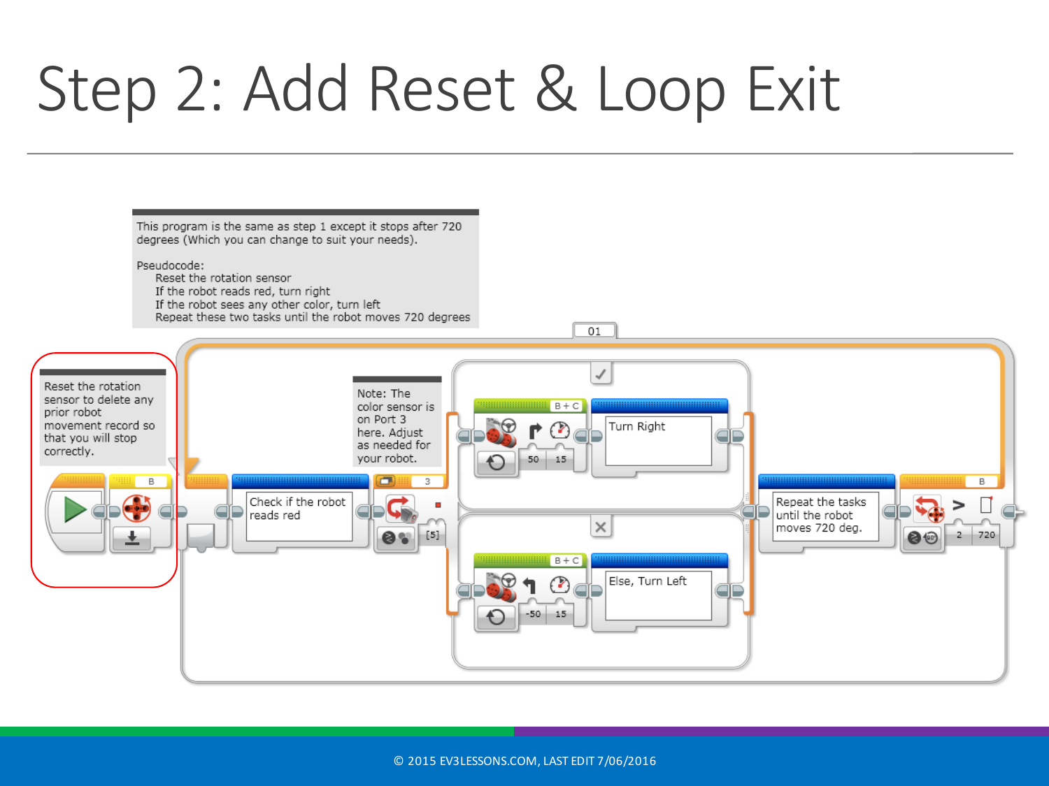# Step 2: Add Reset & Loop Exit

This program is the same as step 1 except it stops after 720 degrees (Which you can change to suit your needs).

Pseudocode:
- Reset the rotation sensor
- If the robot reads red, turn right
- If the robot sees any other color, turn left
- Repeat these two tasks until the robot moves 720 degrees

Reset the rotation sensor to delete any prior robot movement record so that you will stop correctly.

Note: The color sensor is on Port 3 here. Adjust as needed for your robot.

Check if the robot reads red

Turn Right

Else, Turn Left

Repeat the tasks until the robot moves 720 deg.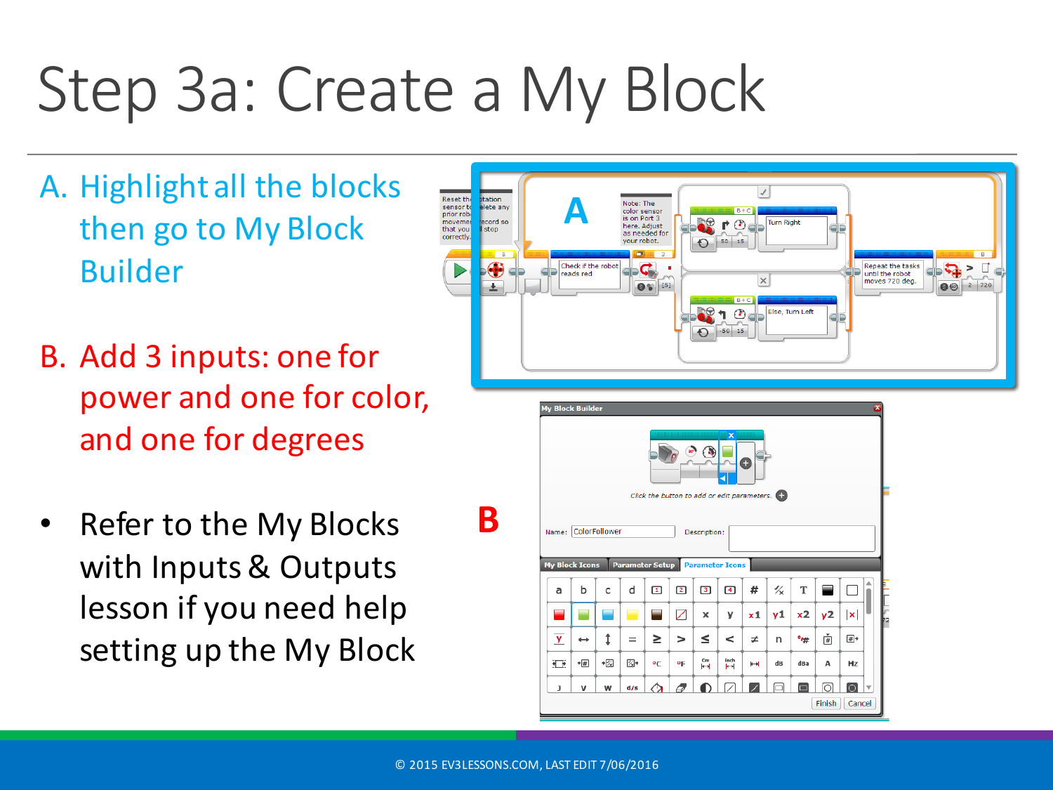# Step 3a: Create a My Block

A. Highlight all the blocks then go to My Block Builder

B. Add 3 inputs: one for power and one for color, and one for degrees

- Refer to the My Blocks with Inputs & Outputs lesson if you need help setting up the My Block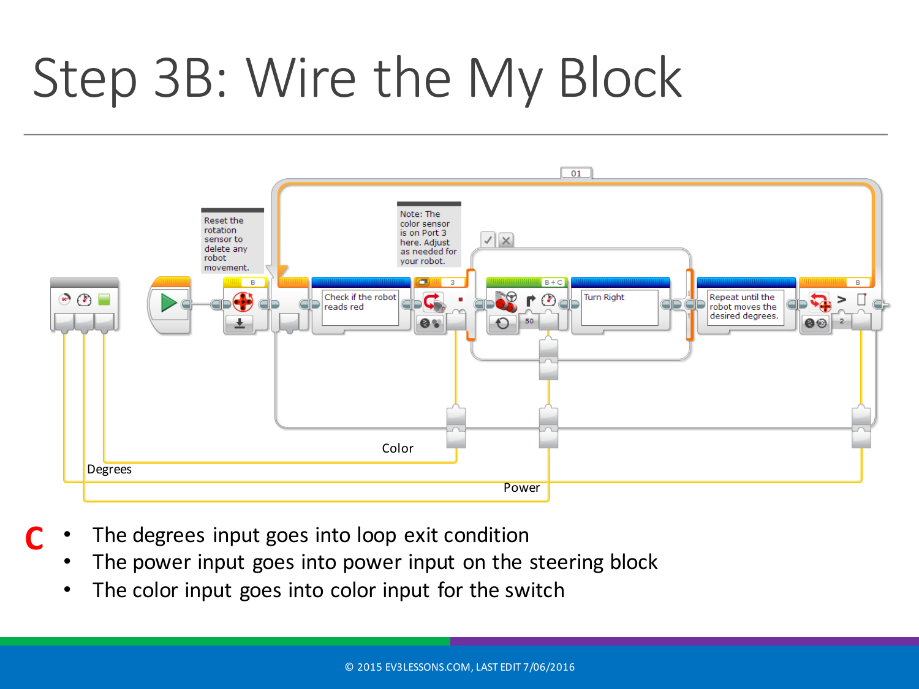# Step 3B: Wire the My Block

Reset the rotation sensor to delete any robot movement.

Note: The color sensor is on Port 3 here. Adjust as needed for your robot.

Check if the robot reads red

Turn Right

Repeat until the robot moves the desired degrees.

Color

Degrees

Power

**C**

- The degrees input goes into loop exit condition
- The power input goes into power input on the steering block
- The color input goes into color input for the switch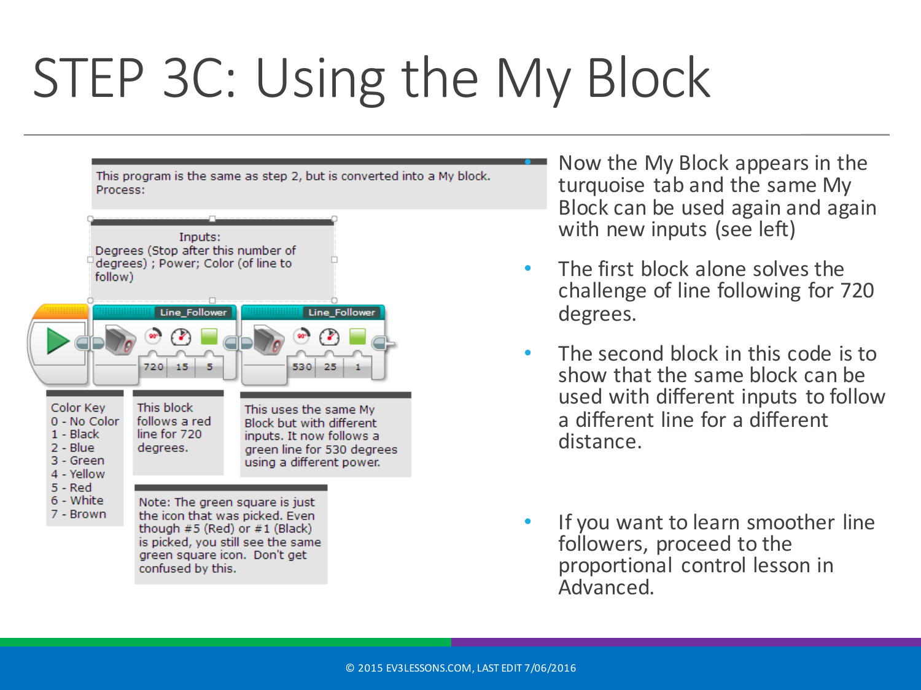# STEP 3C: Using the My Block

This program is the same as step 2, but is converted into a My block.
Process:

Inputs:
Degrees (Stop after this number of degrees) ; Power; Color (of line to follow)

Line_Follower: 720 | 15 | 5

Line_Follower: 530 | 25 | 1

Color Key
0 - No Color
1 - Black
2 - Blue
3 - Green
4 - Yellow
5 - Red
6 - White
7 - Brown

This block follows a red line for 720 degrees.

This uses the same My Block but with different inputs. It now follows a green line for 530 degrees using a different power.

Note: The green square is just the icon that was picked. Even though #5 (Red) or #1 (Black) is picked, you still see the same green square icon. Don't get confused by this.

- Now the My Block appears in the turquoise tab and the same My Block can be used again and again with new inputs (see left)
- The first block alone solves the challenge of line following for 720 degrees.
- The second block in this code is to show that the same block can be used with different inputs to follow a different line for a different distance.
- If you want to learn smoother line followers, proceed to the proportional control lesson in Advanced.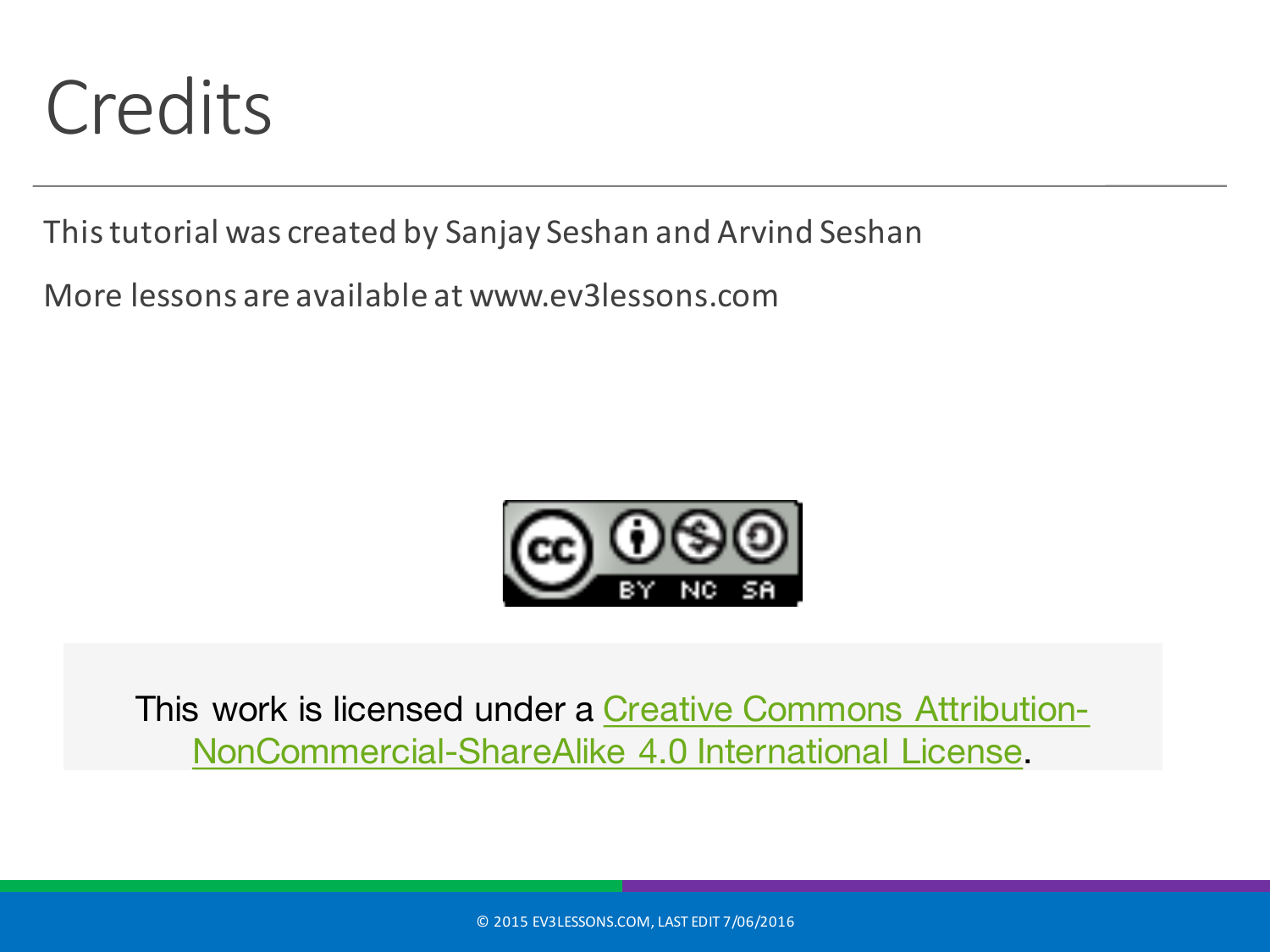# Credits

This tutorial was created by Sanjay Seshan and Arvind Seshan

More lessons are available at www.ev3lessons.com

This work is licensed under a Creative Commons Attribution-NonCommercial-ShareAlike 4.0 International License.